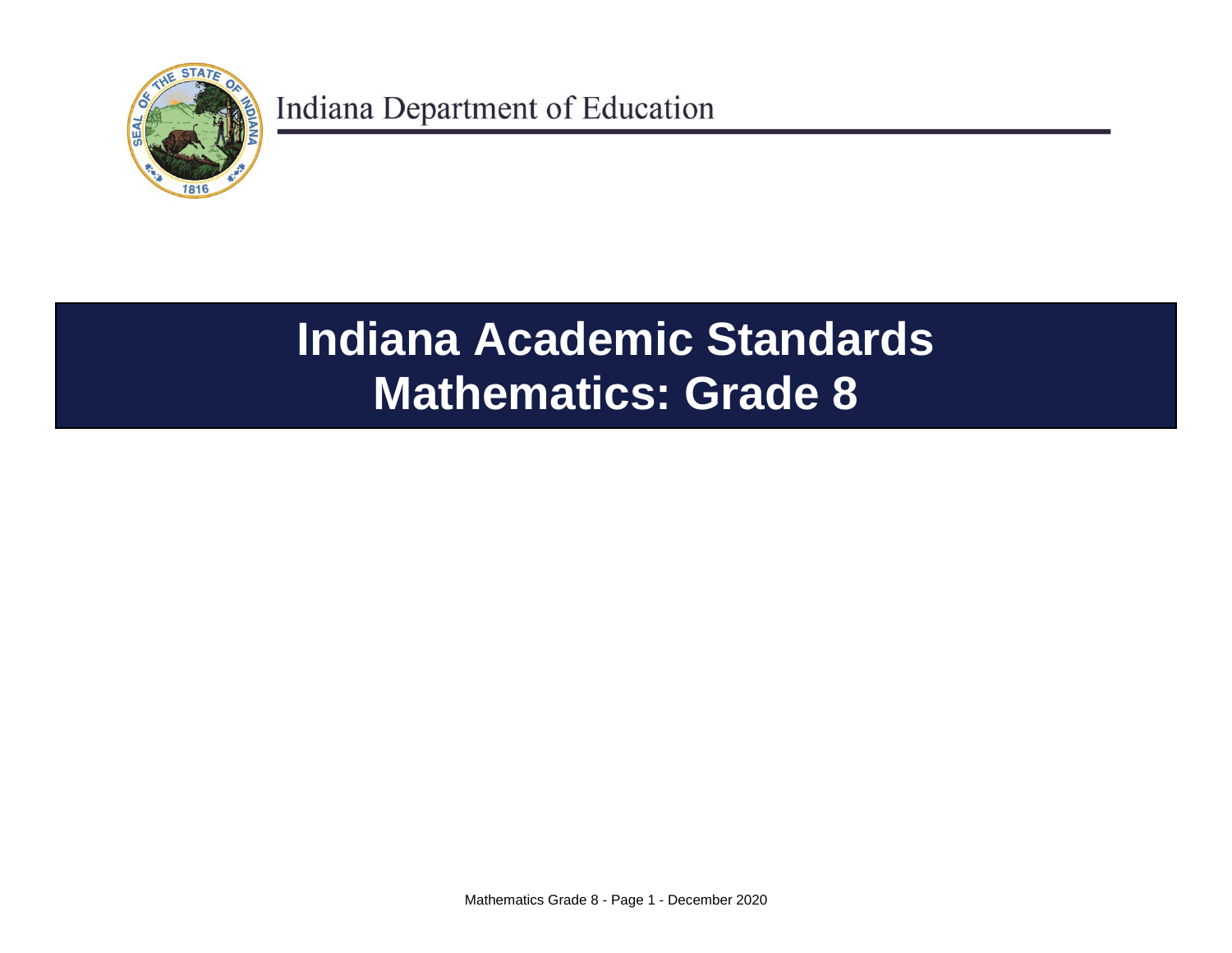Indiana Department of Education

# Indiana Academic Standards
# Mathematics: Grade 8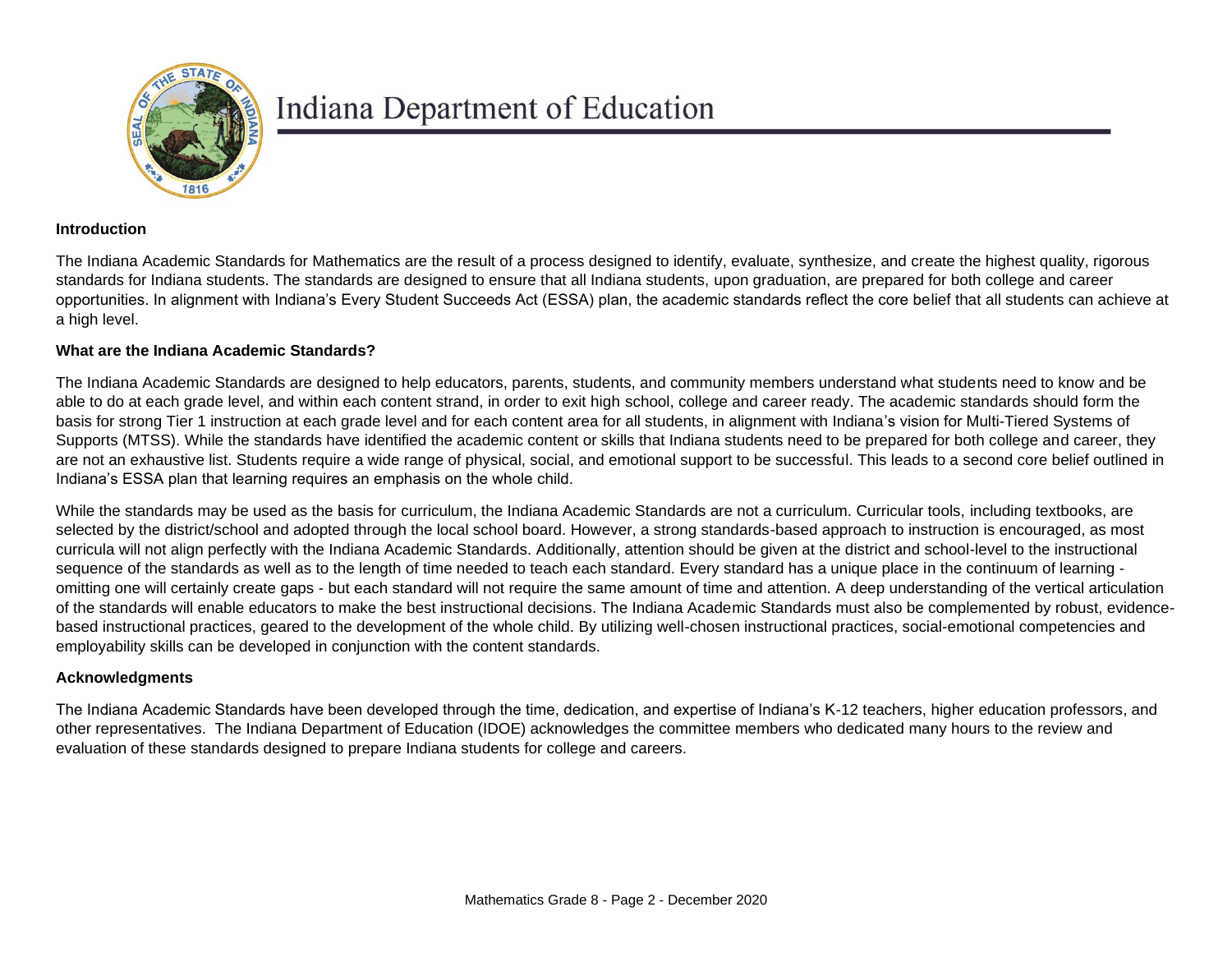# Indiana Department of Education

## Introduction

The Indiana Academic Standards for Mathematics are the result of a process designed to identify, evaluate, synthesize, and create the highest quality, rigorous standards for Indiana students. The standards are designed to ensure that all Indiana students, upon graduation, are prepared for both college and career opportunities. In alignment with Indiana's Every Student Succeeds Act (ESSA) plan, the academic standards reflect the core belief that all students can achieve at a high level.

## What are the Indiana Academic Standards?

The Indiana Academic Standards are designed to help educators, parents, students, and community members understand what students need to know and be able to do at each grade level, and within each content strand, in order to exit high school, college and career ready. The academic standards should form the basis for strong Tier 1 instruction at each grade level and for each content area for all students, in alignment with Indiana's vision for Multi-Tiered Systems of Supports (MTSS). While the standards have identified the academic content or skills that Indiana students need to be prepared for both college and career, they are not an exhaustive list. Students require a wide range of physical, social, and emotional support to be successful. This leads to a second core belief outlined in Indiana's ESSA plan that learning requires an emphasis on the whole child.

While the standards may be used as the basis for curriculum, the Indiana Academic Standards are not a curriculum. Curricular tools, including textbooks, are selected by the district/school and adopted through the local school board. However, a strong standards-based approach to instruction is encouraged, as most curricula will not align perfectly with the Indiana Academic Standards. Additionally, attention should be given at the district and school-level to the instructional sequence of the standards as well as to the length of time needed to teach each standard. Every standard has a unique place in the continuum of learning - omitting one will certainly create gaps - but each standard will not require the same amount of time and attention. A deep understanding of the vertical articulation of the standards will enable educators to make the best instructional decisions. The Indiana Academic Standards must also be complemented by robust, evidence-based instructional practices, geared to the development of the whole child. By utilizing well-chosen instructional practices, social-emotional competencies and employability skills can be developed in conjunction with the content standards.

## Acknowledgments

The Indiana Academic Standards have been developed through the time, dedication, and expertise of Indiana's K-12 teachers, higher education professors, and other representatives. The Indiana Department of Education (IDOE) acknowledges the committee members who dedicated many hours to the review and evaluation of these standards designed to prepare Indiana students for college and careers.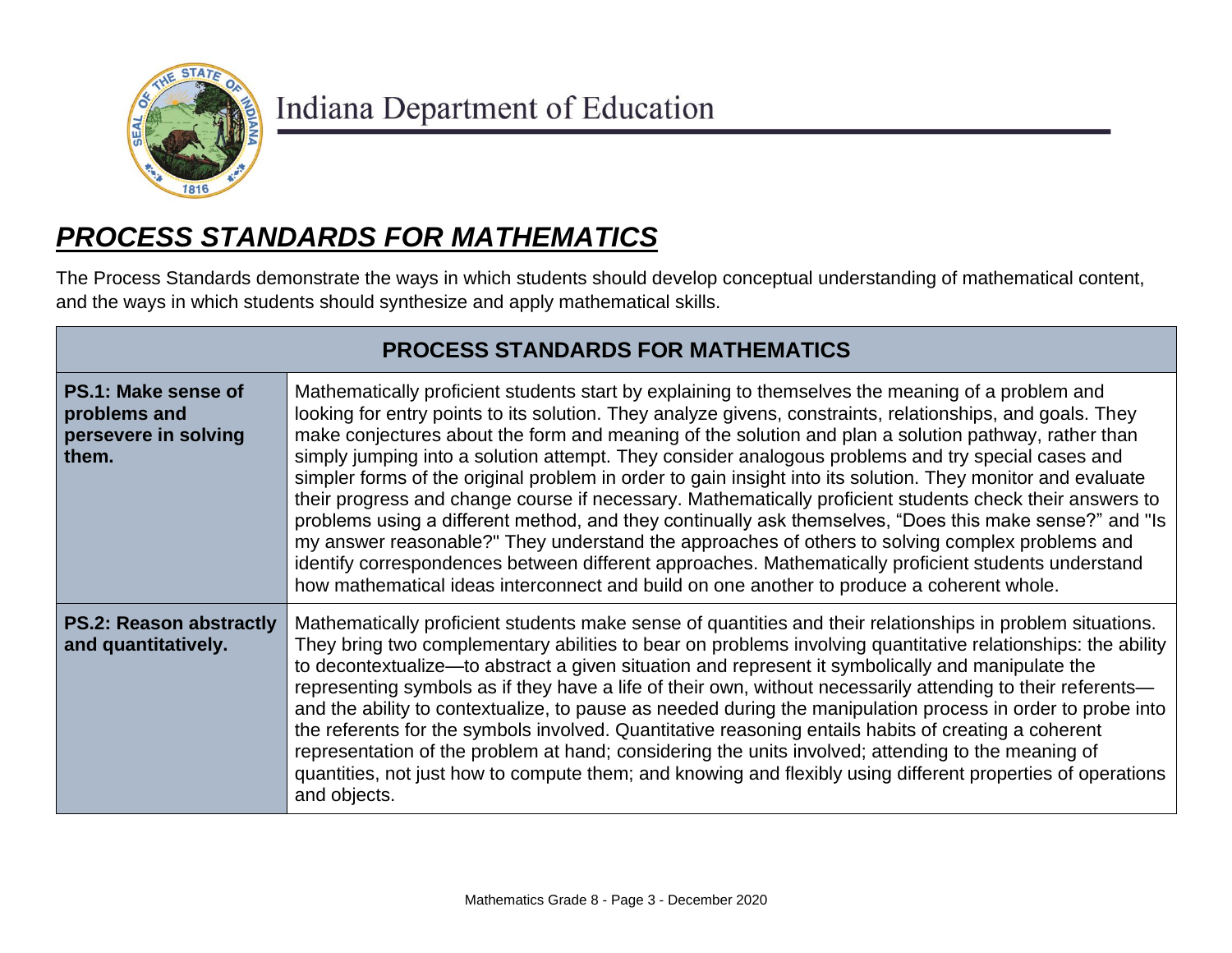Indiana Department of Education

## ***PROCESS STANDARDS FOR MATHEMATICS***

The Process Standards demonstrate the ways in which students should develop conceptual understanding of mathematical content, and the ways in which students should synthesize and apply mathematical skills.

| **PROCESS STANDARDS FOR MATHEMATICS** | |
|---|---|
| **PS.1: Make sense of problems and persevere in solving them.** | Mathematically proficient students start by explaining to themselves the meaning of a problem and looking for entry points to its solution. They analyze givens, constraints, relationships, and goals. They make conjectures about the form and meaning of the solution and plan a solution pathway, rather than simply jumping into a solution attempt. They consider analogous problems and try special cases and simpler forms of the original problem in order to gain insight into its solution. They monitor and evaluate their progress and change course if necessary. Mathematically proficient students check their answers to problems using a different method, and they continually ask themselves, "Does this make sense?" and "Is my answer reasonable?" They understand the approaches of others to solving complex problems and identify correspondences between different approaches. Mathematically proficient students understand how mathematical ideas interconnect and build on one another to produce a coherent whole. |
| **PS.2: Reason abstractly and quantitatively.** | Mathematically proficient students make sense of quantities and their relationships in problem situations. They bring two complementary abilities to bear on problems involving quantitative relationships: the ability to decontextualize—to abstract a given situation and represent it symbolically and manipulate the representing symbols as if they have a life of their own, without necessarily attending to their referents—and the ability to contextualize, to pause as needed during the manipulation process in order to probe into the referents for the symbols involved. Quantitative reasoning entails habits of creating a coherent representation of the problem at hand; considering the units involved; attending to the meaning of quantities, not just how to compute them; and knowing and flexibly using different properties of operations and objects. |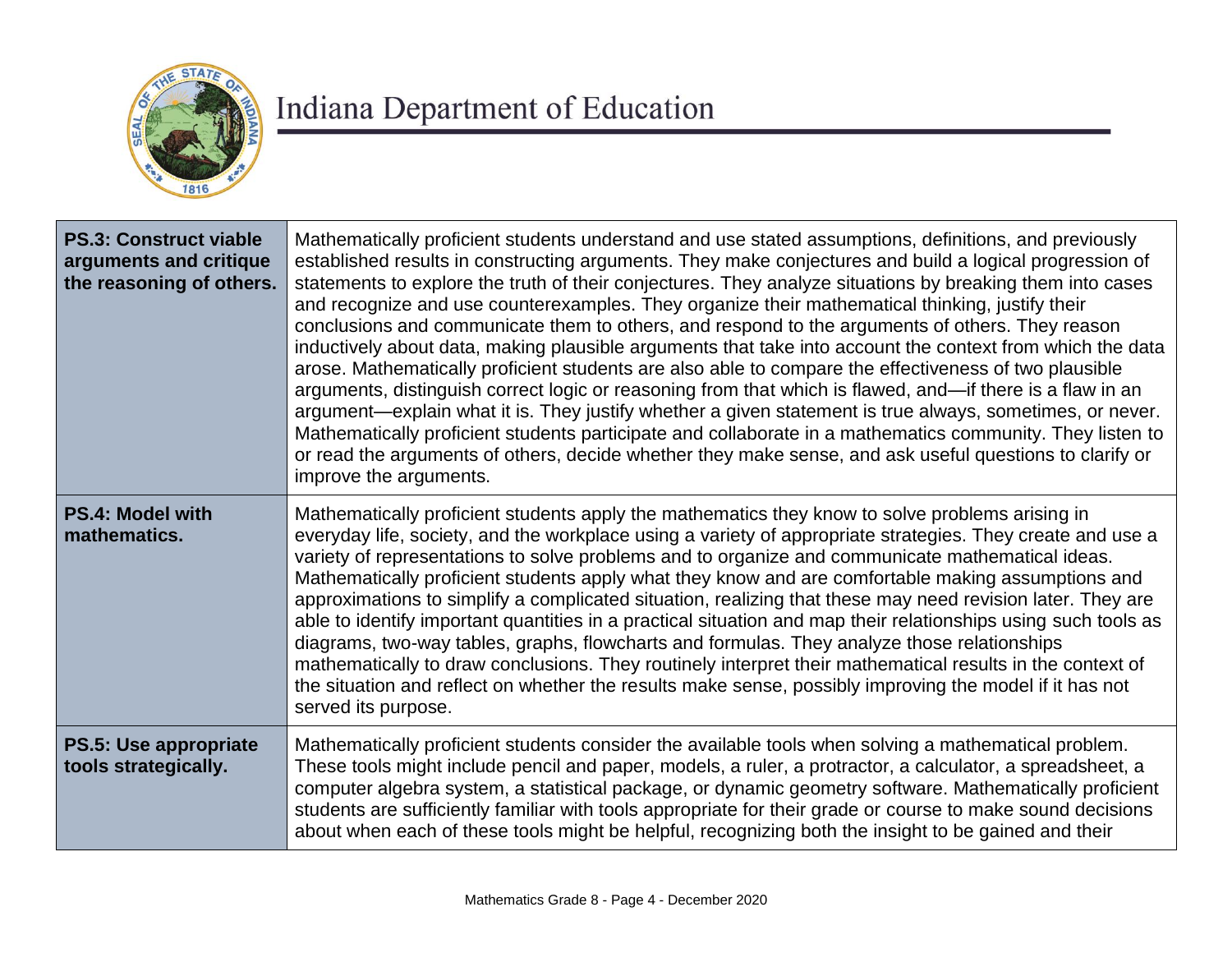| | |
|---|---|
| **PS.3: Construct viable arguments and critique the reasoning of others.** | Mathematically proficient students understand and use stated assumptions, definitions, and previously established results in constructing arguments. They make conjectures and build a logical progression of statements to explore the truth of their conjectures. They analyze situations by breaking them into cases and recognize and use counterexamples. They organize their mathematical thinking, justify their conclusions and communicate them to others, and respond to the arguments of others. They reason inductively about data, making plausible arguments that take into account the context from which the data arose. Mathematically proficient students are also able to compare the effectiveness of two plausible arguments, distinguish correct logic or reasoning from that which is flawed, and—if there is a flaw in an argument—explain what it is. They justify whether a given statement is true always, sometimes, or never. Mathematically proficient students participate and collaborate in a mathematics community. They listen to or read the arguments of others, decide whether they make sense, and ask useful questions to clarify or improve the arguments. |
| **PS.4: Model with mathematics.** | Mathematically proficient students apply the mathematics they know to solve problems arising in everyday life, society, and the workplace using a variety of appropriate strategies. They create and use a variety of representations to solve problems and to organize and communicate mathematical ideas. Mathematically proficient students apply what they know and are comfortable making assumptions and approximations to simplify a complicated situation, realizing that these may need revision later. They are able to identify important quantities in a practical situation and map their relationships using such tools as diagrams, two-way tables, graphs, flowcharts and formulas. They analyze those relationships mathematically to draw conclusions. They routinely interpret their mathematical results in the context of the situation and reflect on whether the results make sense, possibly improving the model if it has not served its purpose. |
| **PS.5: Use appropriate tools strategically.** | Mathematically proficient students consider the available tools when solving a mathematical problem. These tools might include pencil and paper, models, a ruler, a protractor, a calculator, a spreadsheet, a computer algebra system, a statistical package, or dynamic geometry software. Mathematically proficient students are sufficiently familiar with tools appropriate for their grade or course to make sound decisions about when each of these tools might be helpful, recognizing both the insight to be gained and their |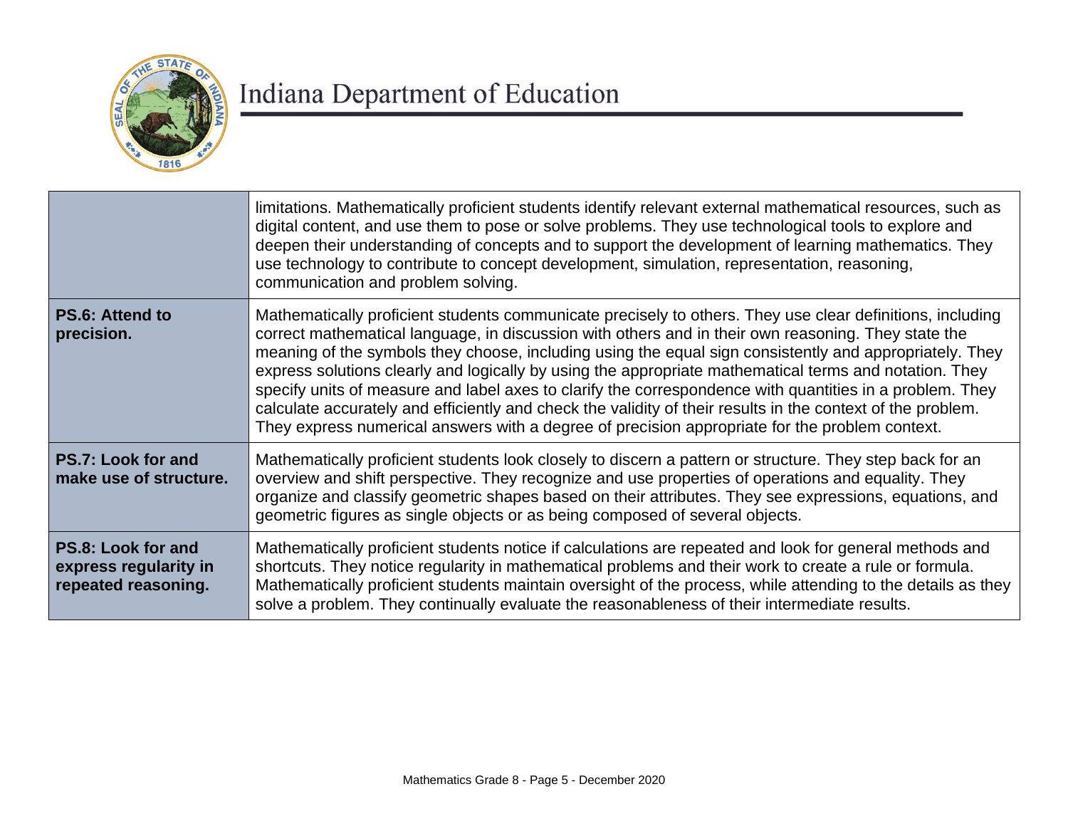| | |
|---|---|
| | limitations. Mathematically proficient students identify relevant external mathematical resources, such as digital content, and use them to pose or solve problems. They use technological tools to explore and deepen their understanding of concepts and to support the development of learning mathematics. They use technology to contribute to concept development, simulation, representation, reasoning, communication and problem solving. |
| **PS.6: Attend to precision.** | Mathematically proficient students communicate precisely to others. They use clear definitions, including correct mathematical language, in discussion with others and in their own reasoning. They state the meaning of the symbols they choose, including using the equal sign consistently and appropriately. They express solutions clearly and logically by using the appropriate mathematical terms and notation. They specify units of measure and label axes to clarify the correspondence with quantities in a problem. They calculate accurately and efficiently and check the validity of their results in the context of the problem. They express numerical answers with a degree of precision appropriate for the problem context. |
| **PS.7: Look for and make use of structure.** | Mathematically proficient students look closely to discern a pattern or structure. They step back for an overview and shift perspective. They recognize and use properties of operations and equality. They organize and classify geometric shapes based on their attributes. They see expressions, equations, and geometric figures as single objects or as being composed of several objects. |
| **PS.8: Look for and express regularity in repeated reasoning.** | Mathematically proficient students notice if calculations are repeated and look for general methods and shortcuts. They notice regularity in mathematical problems and their work to create a rule or formula. Mathematically proficient students maintain oversight of the process, while attending to the details as they solve a problem. They continually evaluate the reasonableness of their intermediate results. |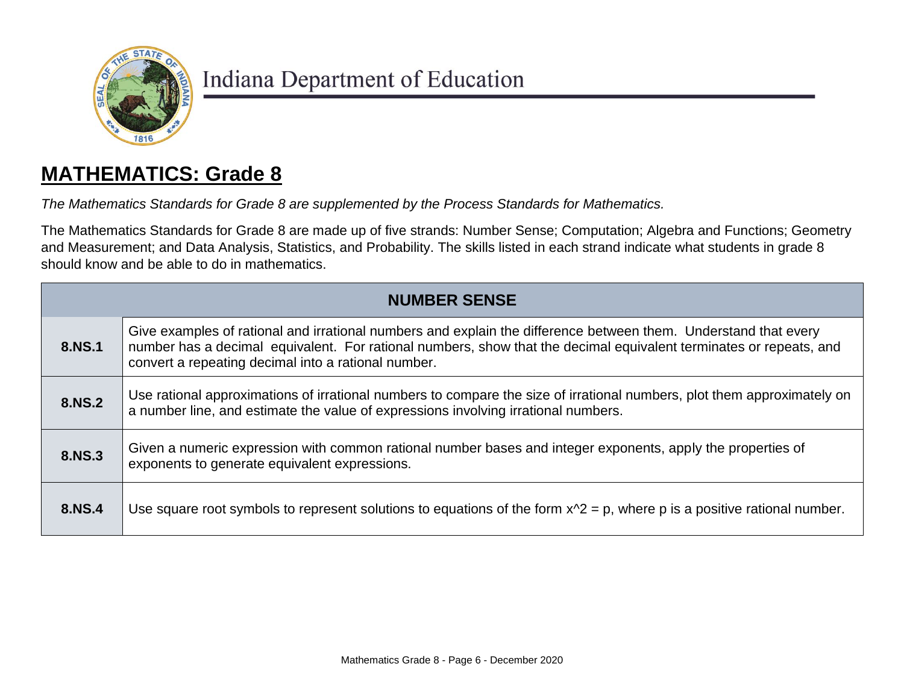Indiana Department of Education

# MATHEMATICS: Grade 8

*The Mathematics Standards for Grade 8 are supplemented by the Process Standards for Mathematics.*

The Mathematics Standards for Grade 8 are made up of five strands: Number Sense; Computation; Algebra and Functions; Geometry and Measurement; and Data Analysis, Statistics, and Probability. The skills listed in each strand indicate what students in grade 8 should know and be able to do in mathematics.

| NUMBER SENSE | |
|---|---|
| **8.NS.1** | Give examples of rational and irrational numbers and explain the difference between them. Understand that every number has a decimal equivalent. For rational numbers, show that the decimal equivalent terminates or repeats, and convert a repeating decimal into a rational number. |
| **8.NS.2** | Use rational approximations of irrational numbers to compare the size of irrational numbers, plot them approximately on a number line, and estimate the value of expressions involving irrational numbers. |
| **8.NS.3** | Given a numeric expression with common rational number bases and integer exponents, apply the properties of exponents to generate equivalent expressions. |
| **8.NS.4** | Use square root symbols to represent solutions to equations of the form $x^2 = p$, where $p$ is a positive rational number. |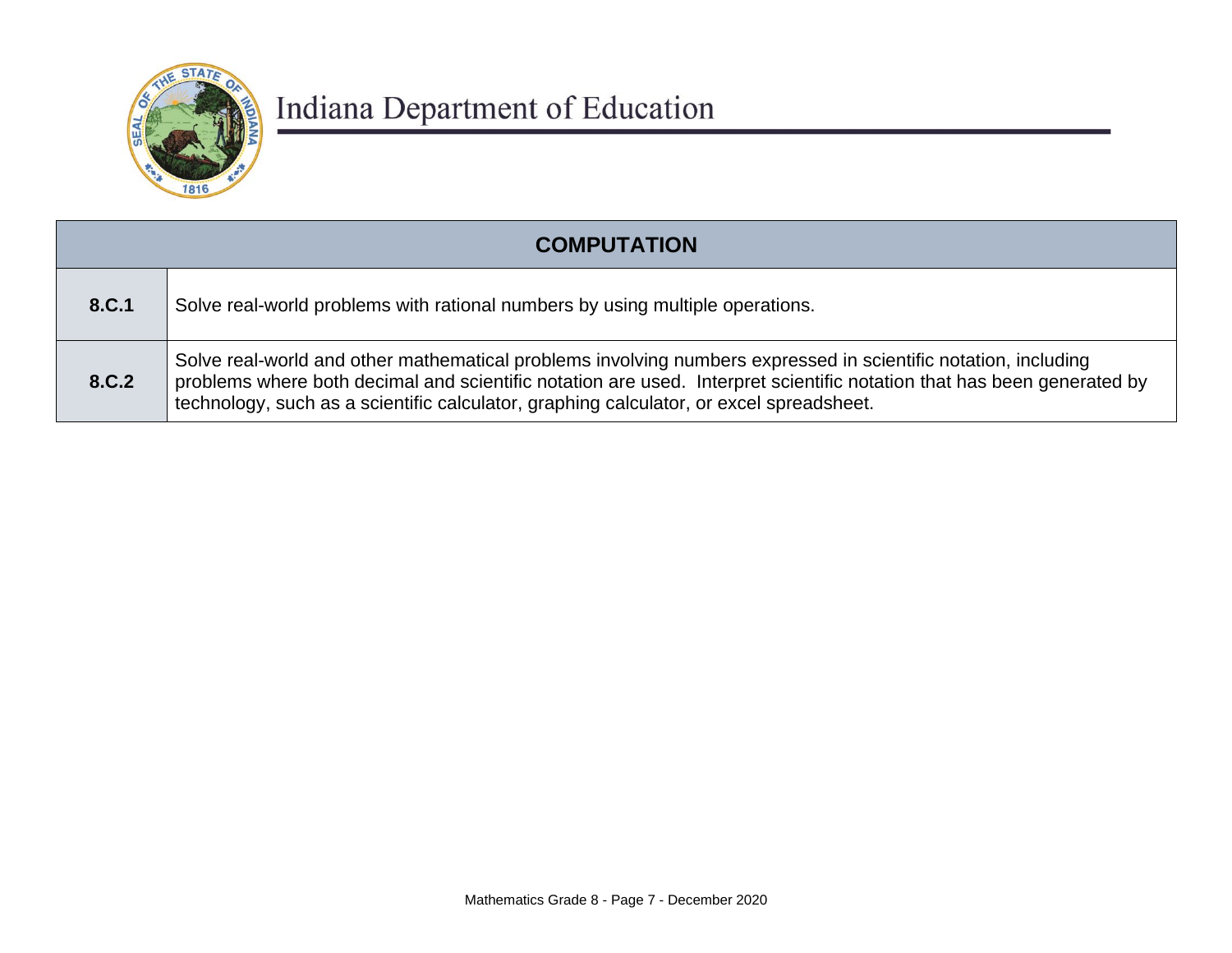Indiana Department of Education

| COMPUTATION | |
|---|---|
| **8.C.1** | Solve real-world problems with rational numbers by using multiple operations. |
| **8.C.2** | Solve real-world and other mathematical problems involving numbers expressed in scientific notation, including problems where both decimal and scientific notation are used. Interpret scientific notation that has been generated by technology, such as a scientific calculator, graphing calculator, or excel spreadsheet. |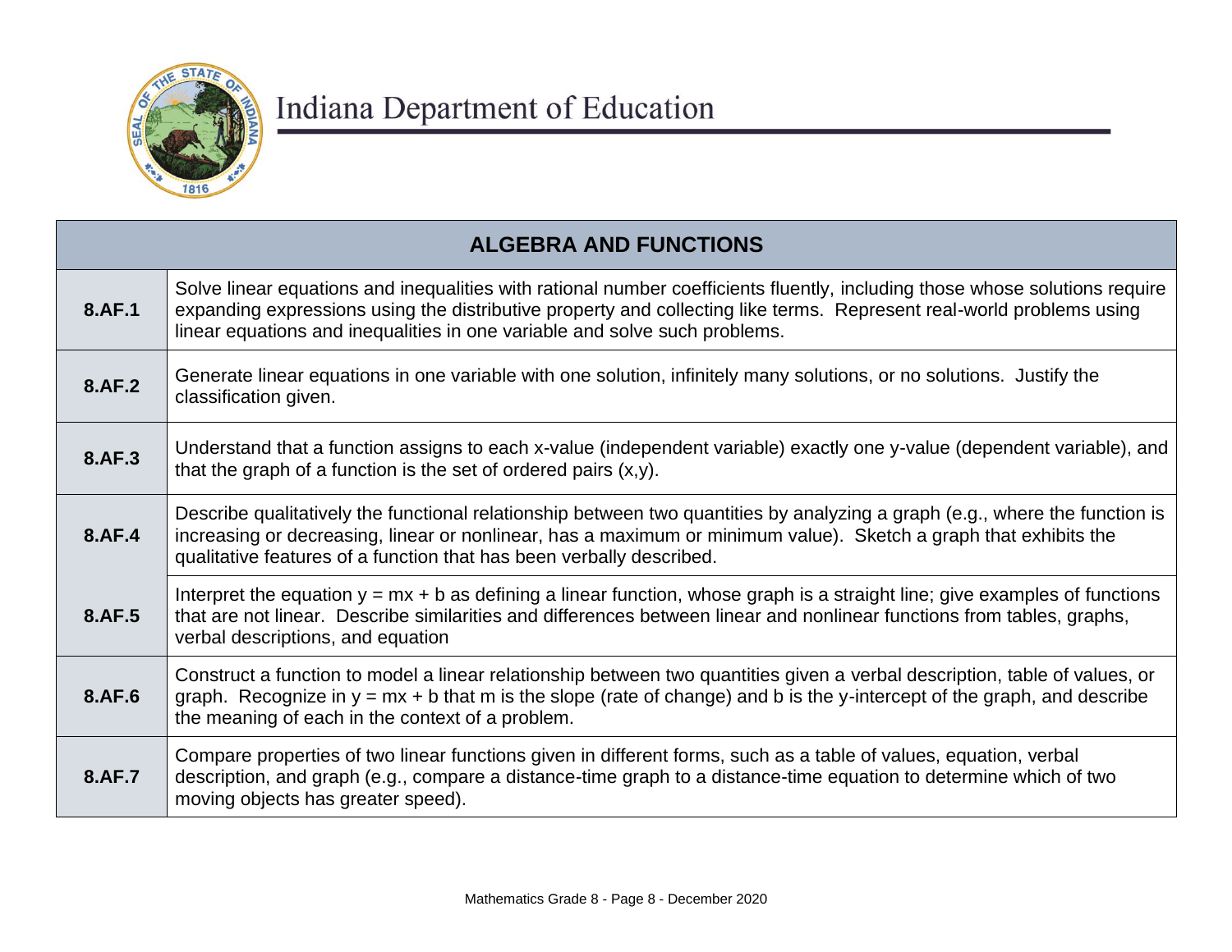| ALGEBRA AND FUNCTIONS | |
|---|---|
| **8.AF.1** | Solve linear equations and inequalities with rational number coefficients fluently, including those whose solutions require expanding expressions using the distributive property and collecting like terms. Represent real-world problems using linear equations and inequalities in one variable and solve such problems. |
| **8.AF.2** | Generate linear equations in one variable with one solution, infinitely many solutions, or no solutions. Justify the classification given. |
| **8.AF.3** | Understand that a function assigns to each x-value (independent variable) exactly one y-value (dependent variable), and that the graph of a function is the set of ordered pairs (x,y). |
| **8.AF.4** | Describe qualitatively the functional relationship between two quantities by analyzing a graph (e.g., where the function is increasing or decreasing, linear or nonlinear, has a maximum or minimum value). Sketch a graph that exhibits the qualitative features of a function that has been verbally described. |
| **8.AF.5** | Interpret the equation $y = mx + b$ as defining a linear function, whose graph is a straight line; give examples of functions that are not linear. Describe similarities and differences between linear and nonlinear functions from tables, graphs, verbal descriptions, and equation |
| **8.AF.6** | Construct a function to model a linear relationship between two quantities given a verbal description, table of values, or graph. Recognize in $y = mx + b$ that m is the slope (rate of change) and b is the y-intercept of the graph, and describe the meaning of each in the context of a problem. |
| **8.AF.7** | Compare properties of two linear functions given in different forms, such as a table of values, equation, verbal description, and graph (e.g., compare a distance-time graph to a distance-time equation to determine which of two moving objects has greater speed). |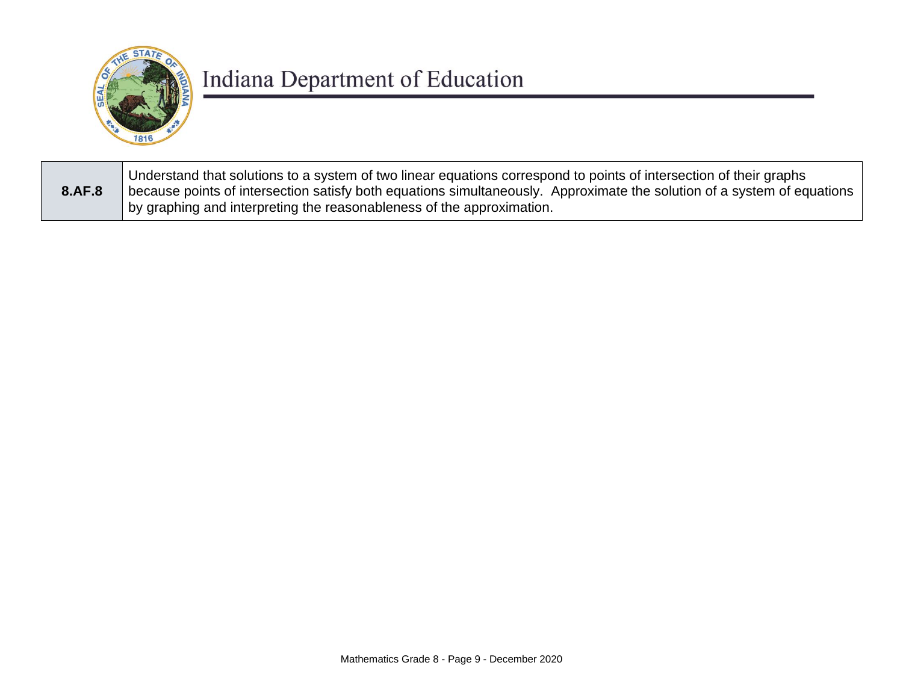| 8.AF.8 | Understand that solutions to a system of two linear equations correspond to points of intersection of their graphs because points of intersection satisfy both equations simultaneously. Approximate the solution of a system of equations by graphing and interpreting the reasonableness of the approximation. |
|---|---|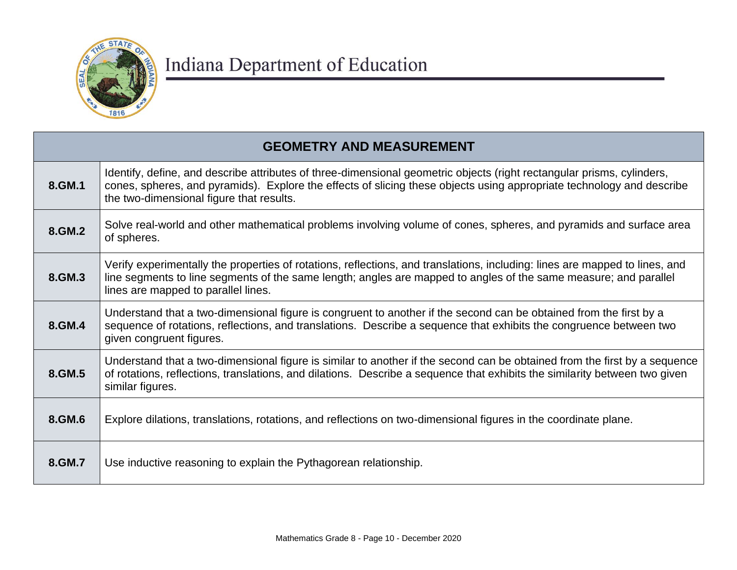# Indiana Department of Education

| GEOMETRY AND MEASUREMENT | |
|---|---|
| **8.GM.1** | Identify, define, and describe attributes of three-dimensional geometric objects (right rectangular prisms, cylinders, cones, spheres, and pyramids). Explore the effects of slicing these objects using appropriate technology and describe the two-dimensional figure that results. |
| **8.GM.2** | Solve real-world and other mathematical problems involving volume of cones, spheres, and pyramids and surface area of spheres. |
| **8.GM.3** | Verify experimentally the properties of rotations, reflections, and translations, including: lines are mapped to lines, and line segments to line segments of the same length; angles are mapped to angles of the same measure; and parallel lines are mapped to parallel lines. |
| **8.GM.4** | Understand that a two-dimensional figure is congruent to another if the second can be obtained from the first by a sequence of rotations, reflections, and translations. Describe a sequence that exhibits the congruence between two given congruent figures. |
| **8.GM.5** | Understand that a two-dimensional figure is similar to another if the second can be obtained from the first by a sequence of rotations, reflections, translations, and dilations. Describe a sequence that exhibits the similarity between two given similar figures. |
| **8.GM.6** | Explore dilations, translations, rotations, and reflections on two-dimensional figures in the coordinate plane. |
| **8.GM.7** | Use inductive reasoning to explain the Pythagorean relationship. |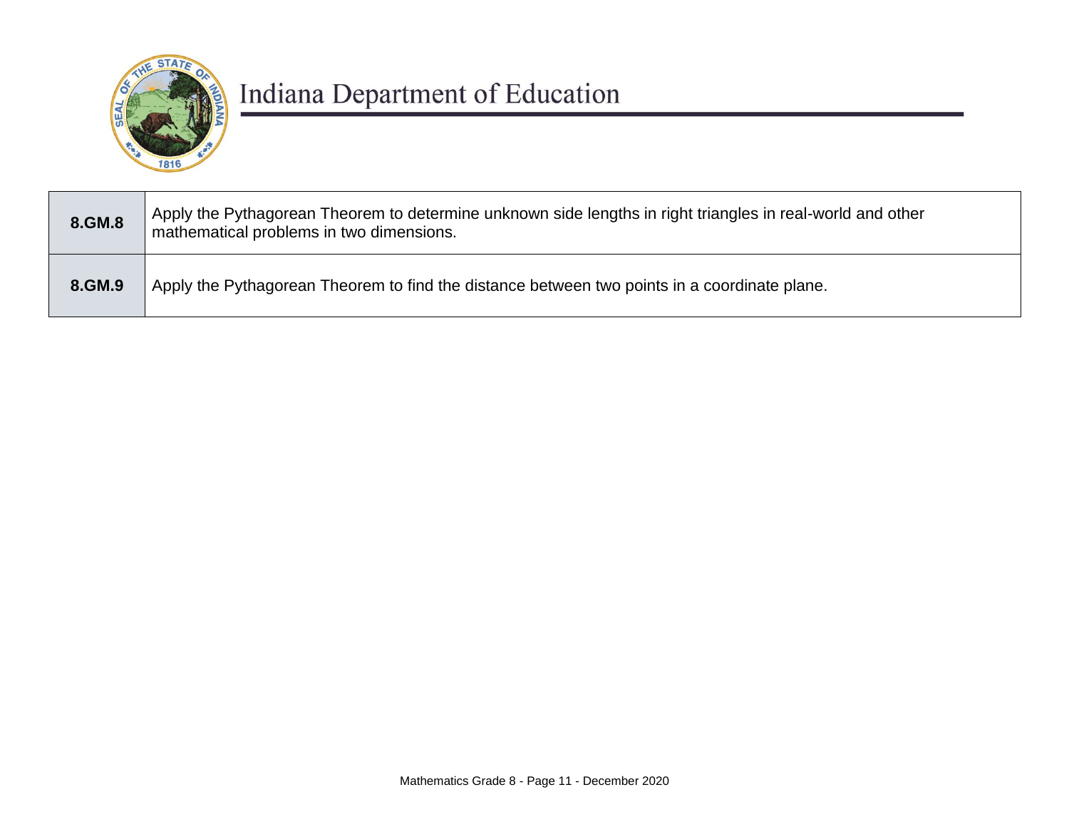Indiana Department of Education

| | |
|---|---|
| **8.GM.8** | Apply the Pythagorean Theorem to determine unknown side lengths in right triangles in real-world and other mathematical problems in two dimensions. |
| **8.GM.9** | Apply the Pythagorean Theorem to find the distance between two points in a coordinate plane. |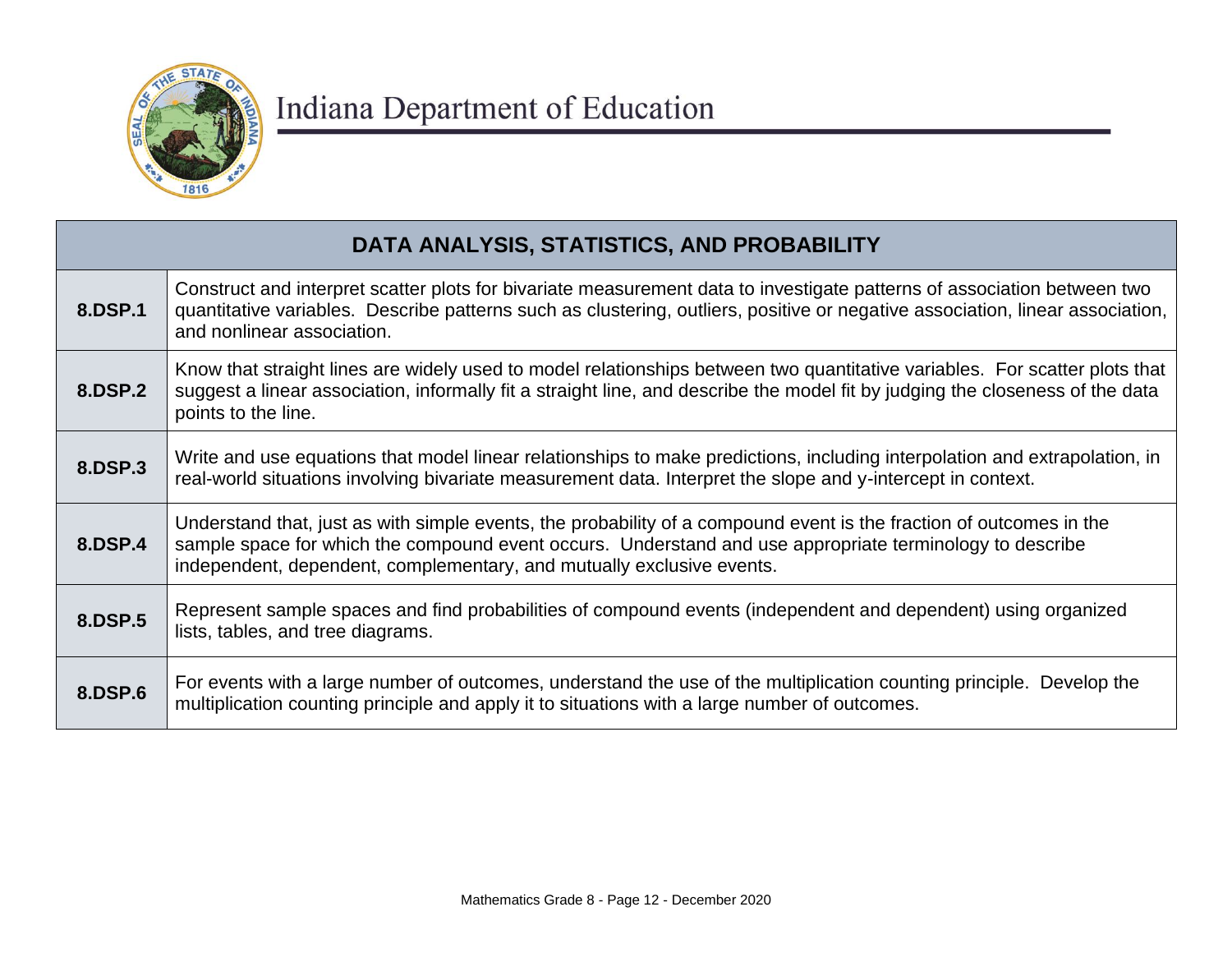Indiana Department of Education

| DATA ANALYSIS, STATISTICS, AND PROBABILITY | |
|---|---|
| **8.DSP.1** | Construct and interpret scatter plots for bivariate measurement data to investigate patterns of association between two quantitative variables. Describe patterns such as clustering, outliers, positive or negative association, linear association, and nonlinear association. |
| **8.DSP.2** | Know that straight lines are widely used to model relationships between two quantitative variables. For scatter plots that suggest a linear association, informally fit a straight line, and describe the model fit by judging the closeness of the data points to the line. |
| **8.DSP.3** | Write and use equations that model linear relationships to make predictions, including interpolation and extrapolation, in real-world situations involving bivariate measurement data. Interpret the slope and y-intercept in context. |
| **8.DSP.4** | Understand that, just as with simple events, the probability of a compound event is the fraction of outcomes in the sample space for which the compound event occurs. Understand and use appropriate terminology to describe independent, dependent, complementary, and mutually exclusive events. |
| **8.DSP.5** | Represent sample spaces and find probabilities of compound events (independent and dependent) using organized lists, tables, and tree diagrams. |
| **8.DSP.6** | For events with a large number of outcomes, understand the use of the multiplication counting principle. Develop the multiplication counting principle and apply it to situations with a large number of outcomes. |